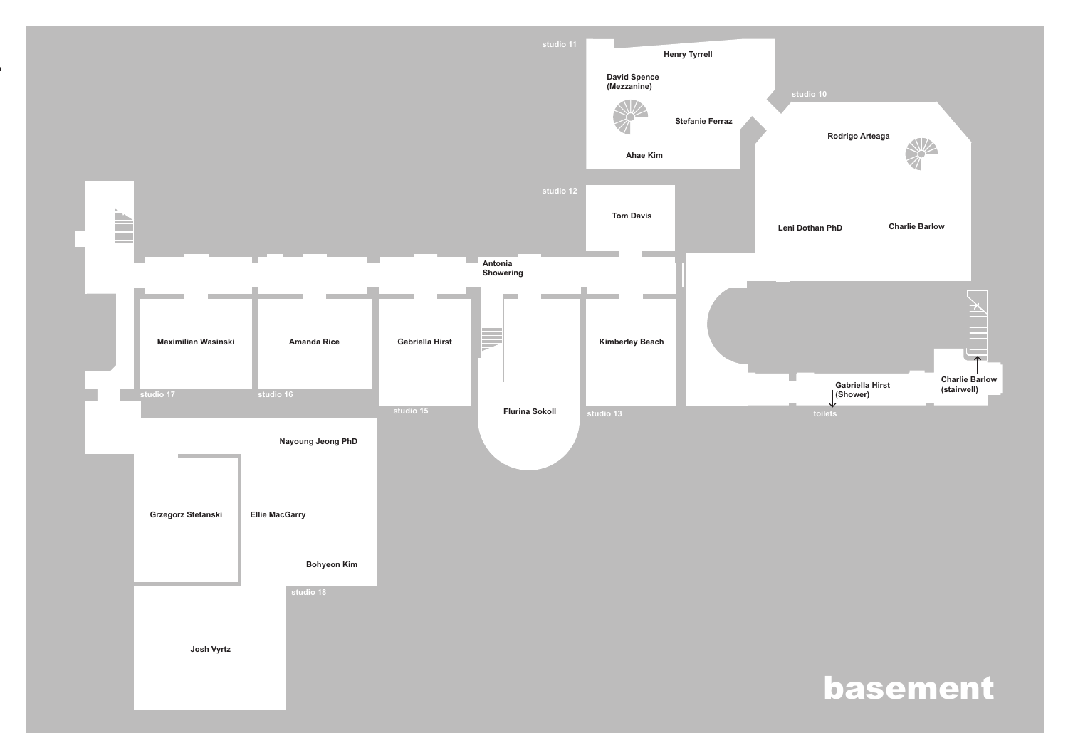# basement

studio 11
Henry Tyrrell
David Spence (Mezzanine)
Stefanie Ferraz
Ahae Kim

studio 10
Rodrigo Arteaga
Leni Dothan PhD
Charlie Barlow

studio 12
Tom Davis

Antonia Showering

Maximilian Wasinski
studio 17

Amanda Rice
studio 16

Gabriella Hirst
studio 15

Flurina Sokoll

Kimberley Beach
studio 13

Gabriella Hirst (Shower)
toilets

Charlie Barlow (stairwell)

Nayoung Jeong PhD
Grzegorz Stefanski
Ellie MacGarry
Bohyeon Kim
studio 18

Josh Vyrtz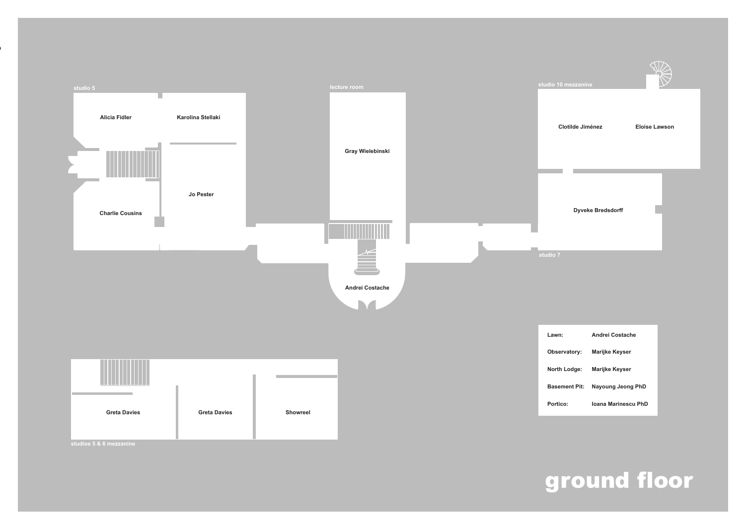# ground floor

**studio 5**

- Alicia Fidler
- Karolina Stellaki
- Jo Pester
- Charlie Cousins

**lecture room**

- Gray Wielebinski
- Andrei Costache

**studio 10 mezzanine**

- Clotilde Jiménez
- Eloise Lawson

**studio 7**

- Dyveke Bredsdorff

**studios 5 & 6 mezzanine**

- Greta Davies
- Greta Davies
- Showreel

| | |
|---|---|
| Lawn: | Andrei Costache |
| Observatory: | Marijke Keyser |
| North Lodge: | Marijke Keyser |
| Basement Pit: | Nayoung Jeong PhD |
| Portico: | Ioana Marinescu PhD |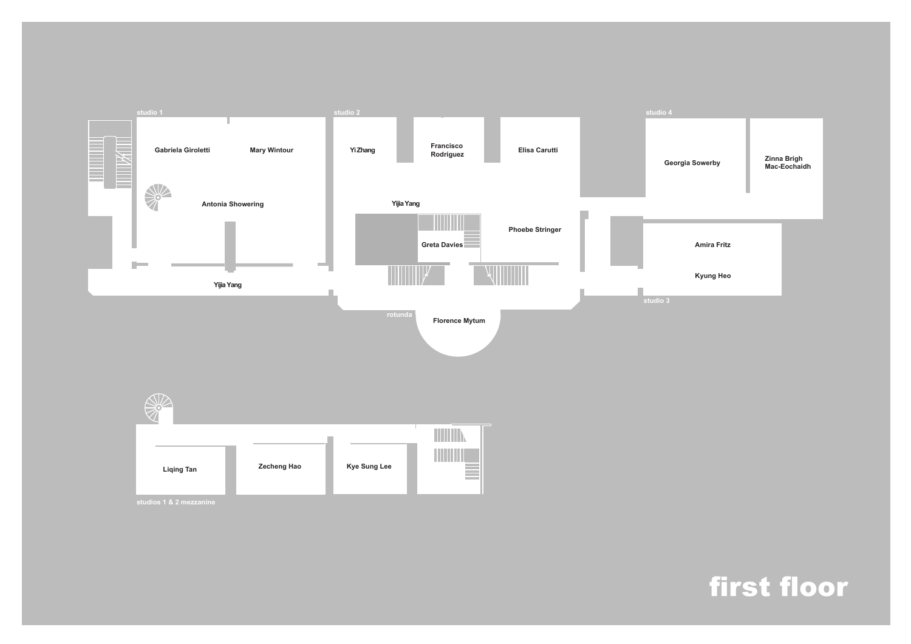# first floor

**studio 1**

Gabriela Giroletti

Mary Wintour

Antonia Showering

Yijia Yang

**studio 2**

Yi Zhang

Francisco Rodríguez

Elisa Carutti

Yijia Yang

Greta Davies

Phoebe Stringer

**rotunda**

Florence Mytum

**studio 4**

Georgia Sowerby

Zinna Brigh Mac-Eochaidh

**studio 3**

Amira Fritz

Kyung Heo

**studios 1 & 2 mezzanine**

Liqing Tan

Zecheng Hao

Kye Sung Lee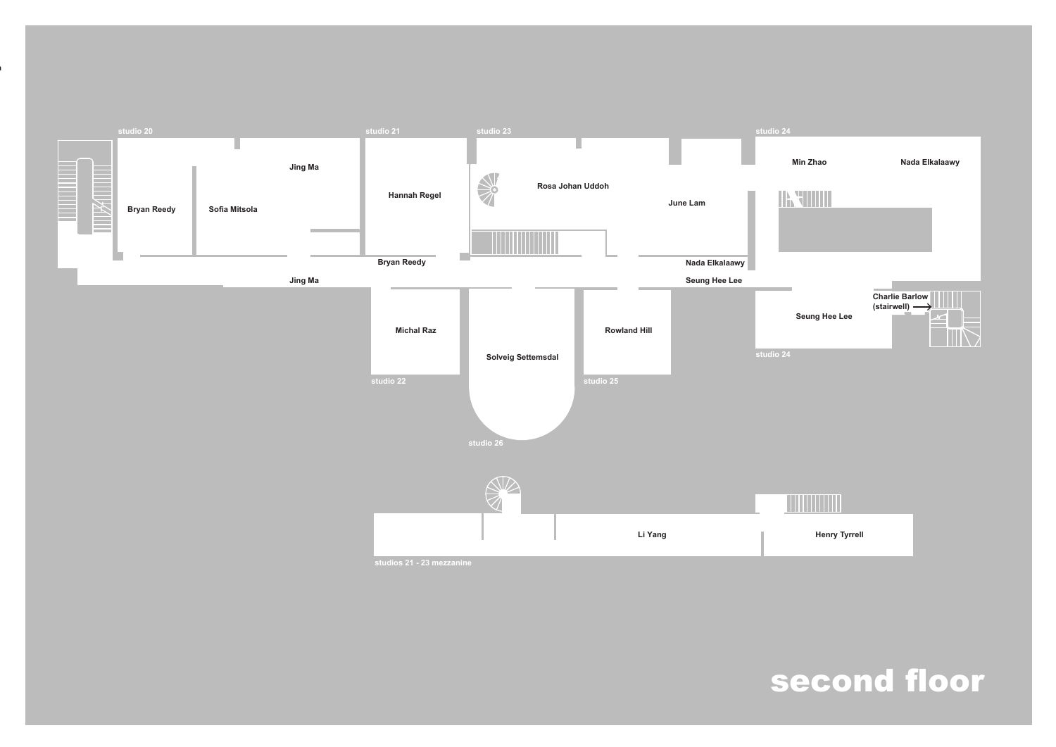studio 20

Bryan Reedy

Sofia Mitsola

Jing Ma

studio 21

Hannah Regel

studio 23

Rosa Johan Uddoh

June Lam

studio 24

Min Zhao

Nada Elkalaawy

Bryan Reedy

Jing Ma

Nada Elkalaawy

Seung Hee Lee

Charlie Barlow (stairwell)

Seung Hee Lee

studio 24

Michal Raz

studio 22

Solveig Settemsdal

studio 26

Rowland Hill

studio 25

Li Yang

Henry Tyrrell

studios 21 - 23 mezzanine

# second floor